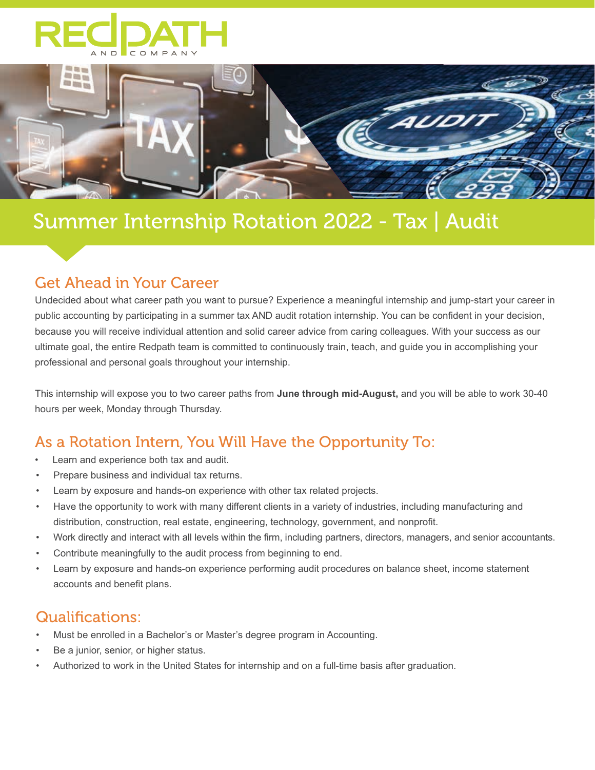# REDPATH AND COMPANY

## Summer Internship Rotation 2022 - Tax | Audit

### Get Ahead in Your Career

Undecided about what career path you want to pursue? Experience a meaningful internship and jump-start your career in public accounting by participating in a summer tax AND audit rotation internship. You can be confident in your decision, because you will receive individual attention and solid career advice from caring colleagues. With your success as our ultimate goal, the entire Redpath team is committed to continuously train, teach, and guide you in accomplishing your professional and personal goals throughout your internship.

This internship will expose you to two career paths from **June through mid-August,** and you will be able to work 30-40 hours per week, Monday through Thursday.

### As a Rotation Intern, You Will Have the Opportunity To:

- Learn and experience both tax and audit.
- Prepare business and individual tax returns.
- Learn by exposure and hands-on experience with other tax related projects.
- Have the opportunity to work with many different clients in a variety of industries, including manufacturing and distribution, construction, real estate, engineering, technology, government, and nonprofit.
- Work directly and interact with all levels within the firm, including partners, directors, managers, and senior accountants.
- Contribute meaningfully to the audit process from beginning to end.
- Learn by exposure and hands-on experience performing audit procedures on balance sheet, income statement accounts and benefit plans.

### Qualifications:

- Must be enrolled in a Bachelor's or Master's degree program in Accounting.
- Be a junior, senior, or higher status.
- Authorized to work in the United States for internship and on a full-time basis after graduation.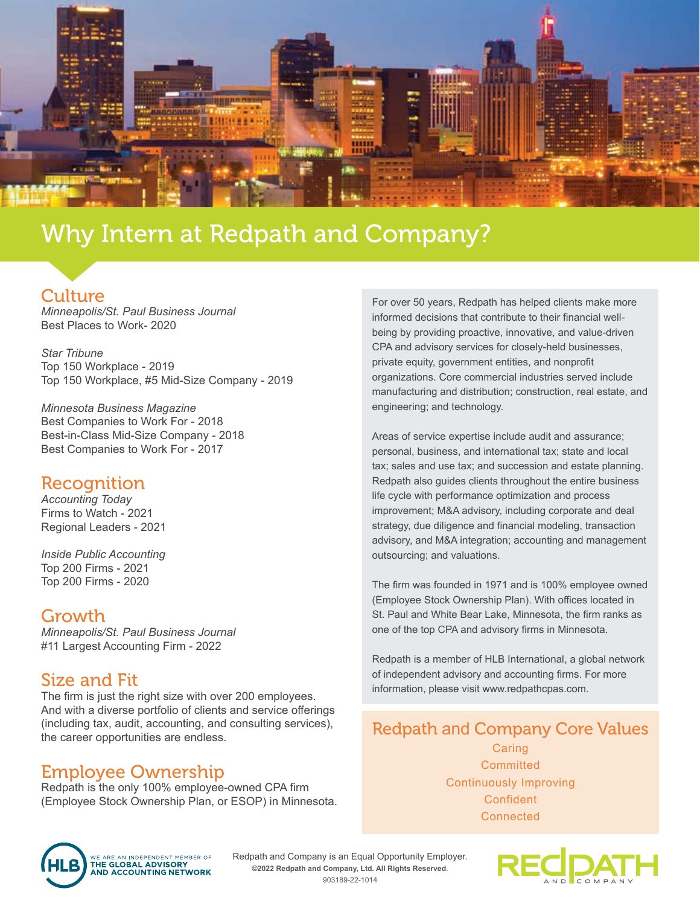# Why Intern at Redpath and Company?

## Culture

*Minneapolis/St. Paul Business Journal*
Best Places to Work- 2020

*Star Tribune*
Top 150 Workplace - 2019
Top 150 Workplace, #5 Mid-Size Company - 2019

*Minnesota Business Magazine*
Best Companies to Work For - 2018
Best-in-Class Mid-Size Company - 2018
Best Companies to Work For - 2017

## Recognition

*Accounting Today*
Firms to Watch - 2021
Regional Leaders - 2021

*Inside Public Accounting*
Top 200 Firms - 2021
Top 200 Firms - 2020

## Growth

*Minneapolis/St. Paul Business Journal*
#11 Largest Accounting Firm - 2022

## Size and Fit

The firm is just the right size with over 200 employees. And with a diverse portfolio of clients and service offerings (including tax, audit, accounting, and consulting services), the career opportunities are endless.

## Employee Ownership

Redpath is the only 100% employee-owned CPA firm (Employee Stock Ownership Plan, or ESOP) in Minnesota.

For over 50 years, Redpath has helped clients make more informed decisions that contribute to their financial well-being by providing proactive, innovative, and value-driven CPA and advisory services for closely-held businesses, private equity, government entities, and nonprofit organizations. Core commercial industries served include manufacturing and distribution; construction, real estate, and engineering; and technology.

Areas of service expertise include audit and assurance; personal, business, and international tax; state and local tax; sales and use tax; and succession and estate planning. Redpath also guides clients throughout the entire business life cycle with performance optimization and process improvement; M&A advisory, including corporate and deal strategy, due diligence and financial modeling, transaction advisory, and M&A integration; accounting and management outsourcing; and valuations.

The firm was founded in 1971 and is 100% employee owned (Employee Stock Ownership Plan). With offices located in St. Paul and White Bear Lake, Minnesota, the firm ranks as one of the top CPA and advisory firms in Minnesota.

Redpath is a member of HLB International, a global network of independent advisory and accounting firms. For more information, please visit www.redpathcpas.com.

## Redpath and Company Core Values

Caring
Committed
Continuously Improving
Confident
Connected

HLB — We are an independent member of The Global Advisory and Accounting Network

Redpath and Company is an Equal Opportunity Employer.
**©2022 Redpath and Company, Ltd. All Rights Reserved.**
903189-22-1014

REDPATH AND COMPANY